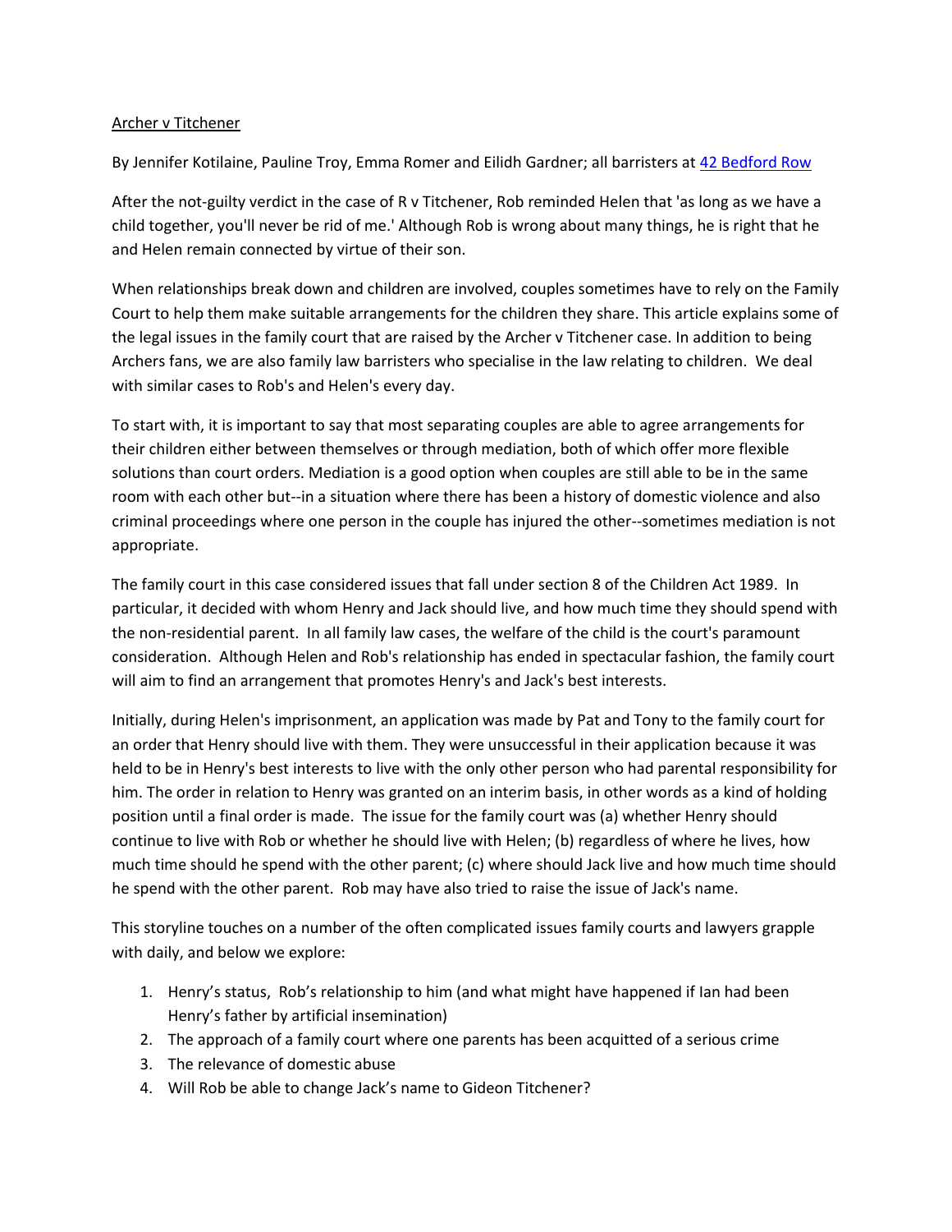Archer v Titchener

By Jennifer Kotilaine, Pauline Troy, Emma Romer and Eilidh Gardner; all barristers at 42 Bedford Row

After the not-guilty verdict in the case of R v Titchener, Rob reminded Helen that 'as long as we have a child together, you'll never be rid of me.' Although Rob is wrong about many things, he is right that he and Helen remain connected by virtue of their son.

When relationships break down and children are involved, couples sometimes have to rely on the Family Court to help them make suitable arrangements for the children they share. This article explains some of the legal issues in the family court that are raised by the Archer v Titchener case. In addition to being Archers fans, we are also family law barristers who specialise in the law relating to children. We deal with similar cases to Rob's and Helen's every day.

To start with, it is important to say that most separating couples are able to agree arrangements for their children either between themselves or through mediation, both of which offer more flexible solutions than court orders. Mediation is a good option when couples are still able to be in the same room with each other but--in a situation where there has been a history of domestic violence and also criminal proceedings where one person in the couple has injured the other--sometimes mediation is not appropriate.

The family court in this case considered issues that fall under section 8 of the Children Act 1989. In particular, it decided with whom Henry and Jack should live, and how much time they should spend with the non-residential parent. In all family law cases, the welfare of the child is the court's paramount consideration. Although Helen and Rob's relationship has ended in spectacular fashion, the family court will aim to find an arrangement that promotes Henry's and Jack's best interests.

Initially, during Helen's imprisonment, an application was made by Pat and Tony to the family court for an order that Henry should live with them. They were unsuccessful in their application because it was held to be in Henry's best interests to live with the only other person who had parental responsibility for him. The order in relation to Henry was granted on an interim basis, in other words as a kind of holding position until a final order is made. The issue for the family court was (a) whether Henry should continue to live with Rob or whether he should live with Helen; (b) regardless of where he lives, how much time should he spend with the other parent; (c) where should Jack live and how much time should he spend with the other parent. Rob may have also tried to raise the issue of Jack's name.

This storyline touches on a number of the often complicated issues family courts and lawyers grapple with daily, and below we explore:

1. Henry's status, Rob's relationship to him (and what might have happened if Ian had been Henry's father by artificial insemination)
2. The approach of a family court where one parents has been acquitted of a serious crime
3. The relevance of domestic abuse
4. Will Rob be able to change Jack's name to Gideon Titchener?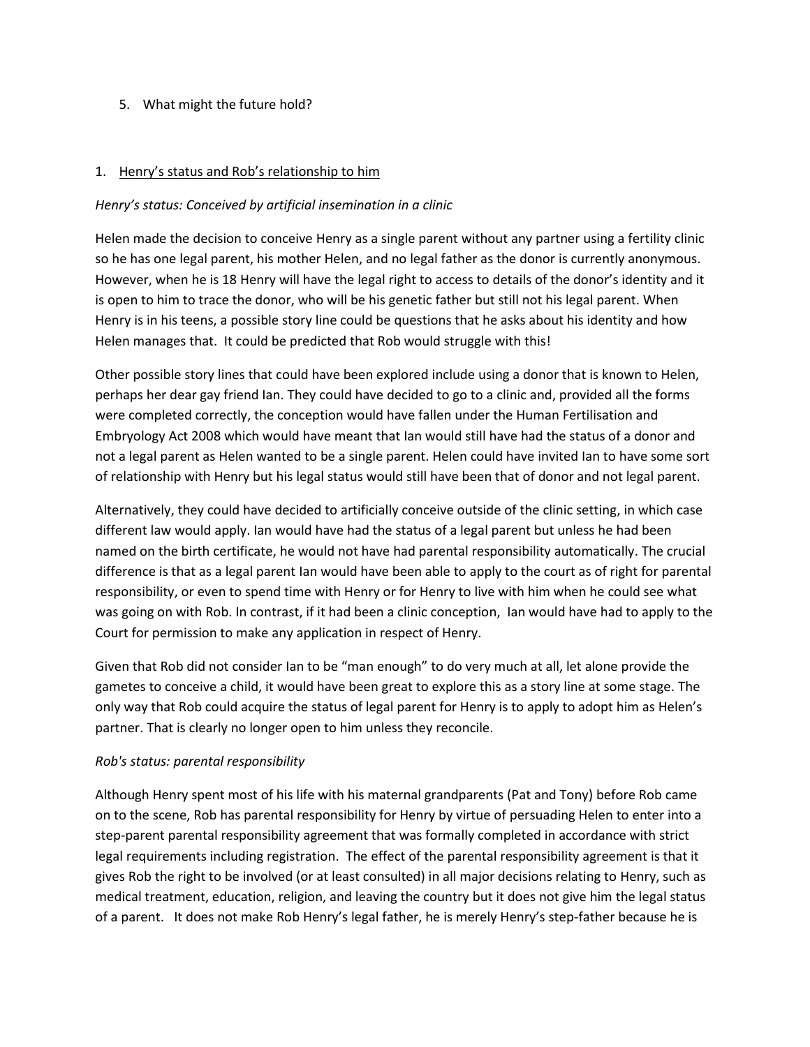5. What might the future hold?

1. <u>Henry's status and Rob's relationship to him</u>

*Henry's status: Conceived by artificial insemination in a clinic*

Helen made the decision to conceive Henry as a single parent without any partner using a fertility clinic so he has one legal parent, his mother Helen, and no legal father as the donor is currently anonymous. However, when he is 18 Henry will have the legal right to access to details of the donor's identity and it is open to him to trace the donor, who will be his genetic father but still not his legal parent. When Henry is in his teens, a possible story line could be questions that he asks about his identity and how Helen manages that. It could be predicted that Rob would struggle with this!

Other possible story lines that could have been explored include using a donor that is known to Helen, perhaps her dear gay friend Ian. They could have decided to go to a clinic and, provided all the forms were completed correctly, the conception would have fallen under the Human Fertilisation and Embryology Act 2008 which would have meant that Ian would still have had the status of a donor and not a legal parent as Helen wanted to be a single parent. Helen could have invited Ian to have some sort of relationship with Henry but his legal status would still have been that of donor and not legal parent.

Alternatively, they could have decided to artificially conceive outside of the clinic setting, in which case different law would apply. Ian would have had the status of a legal parent but unless he had been named on the birth certificate, he would not have had parental responsibility automatically. The crucial difference is that as a legal parent Ian would have been able to apply to the court as of right for parental responsibility, or even to spend time with Henry or for Henry to live with him when he could see what was going on with Rob. In contrast, if it had been a clinic conception, Ian would have had to apply to the Court for permission to make any application in respect of Henry.

Given that Rob did not consider Ian to be "man enough" to do very much at all, let alone provide the gametes to conceive a child, it would have been great to explore this as a story line at some stage. The only way that Rob could acquire the status of legal parent for Henry is to apply to adopt him as Helen's partner. That is clearly no longer open to him unless they reconcile.

*Rob's status: parental responsibility*

Although Henry spent most of his life with his maternal grandparents (Pat and Tony) before Rob came on to the scene, Rob has parental responsibility for Henry by virtue of persuading Helen to enter into a step-parent parental responsibility agreement that was formally completed in accordance with strict legal requirements including registration. The effect of the parental responsibility agreement is that it gives Rob the right to be involved (or at least consulted) in all major decisions relating to Henry, such as medical treatment, education, religion, and leaving the country but it does not give him the legal status of a parent. It does not make Rob Henry's legal father, he is merely Henry's step-father because he is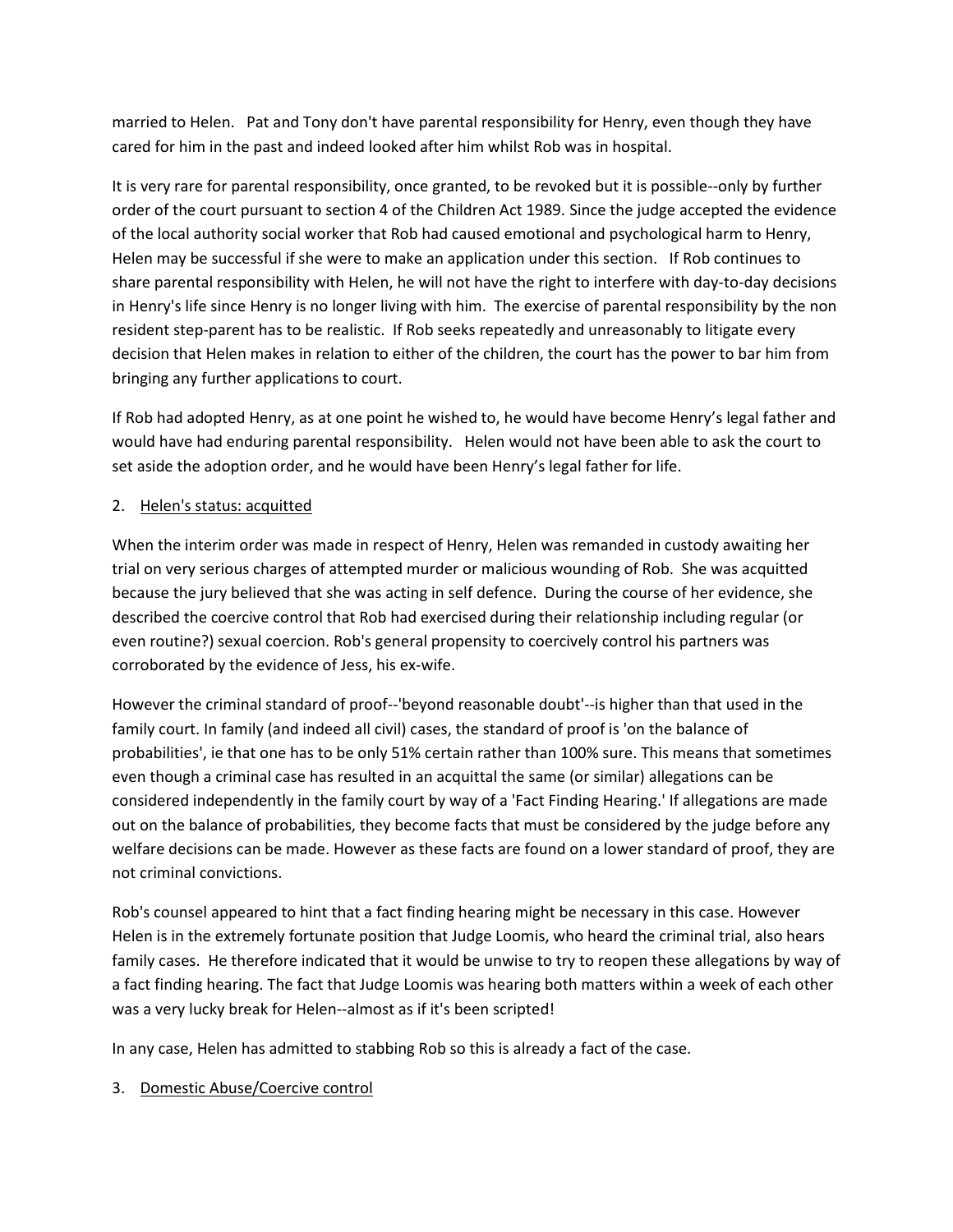married to Helen. Pat and Tony don't have parental responsibility for Henry, even though they have cared for him in the past and indeed looked after him whilst Rob was in hospital.

It is very rare for parental responsibility, once granted, to be revoked but it is possible--only by further order of the court pursuant to section 4 of the Children Act 1989. Since the judge accepted the evidence of the local authority social worker that Rob had caused emotional and psychological harm to Henry, Helen may be successful if she were to make an application under this section. If Rob continues to share parental responsibility with Helen, he will not have the right to interfere with day-to-day decisions in Henry's life since Henry is no longer living with him. The exercise of parental responsibility by the non resident step-parent has to be realistic. If Rob seeks repeatedly and unreasonably to litigate every decision that Helen makes in relation to either of the children, the court has the power to bar him from bringing any further applications to court.

If Rob had adopted Henry, as at one point he wished to, he would have become Henry's legal father and would have had enduring parental responsibility. Helen would not have been able to ask the court to set aside the adoption order, and he would have been Henry's legal father for life.

2. <u>Helen's status: acquitted</u>

When the interim order was made in respect of Henry, Helen was remanded in custody awaiting her trial on very serious charges of attempted murder or malicious wounding of Rob. She was acquitted because the jury believed that she was acting in self defence. During the course of her evidence, she described the coercive control that Rob had exercised during their relationship including regular (or even routine?) sexual coercion. Rob's general propensity to coercively control his partners was corroborated by the evidence of Jess, his ex-wife.

However the criminal standard of proof--'beyond reasonable doubt'--is higher than that used in the family court. In family (and indeed all civil) cases, the standard of proof is 'on the balance of probabilities', ie that one has to be only 51% certain rather than 100% sure. This means that sometimes even though a criminal case has resulted in an acquittal the same (or similar) allegations can be considered independently in the family court by way of a 'Fact Finding Hearing.' If allegations are made out on the balance of probabilities, they become facts that must be considered by the judge before any welfare decisions can be made. However as these facts are found on a lower standard of proof, they are not criminal convictions.

Rob's counsel appeared to hint that a fact finding hearing might be necessary in this case. However Helen is in the extremely fortunate position that Judge Loomis, who heard the criminal trial, also hears family cases. He therefore indicated that it would be unwise to try to reopen these allegations by way of a fact finding hearing. The fact that Judge Loomis was hearing both matters within a week of each other was a very lucky break for Helen--almost as if it's been scripted!

In any case, Helen has admitted to stabbing Rob so this is already a fact of the case.

3. <u>Domestic Abuse/Coercive control</u>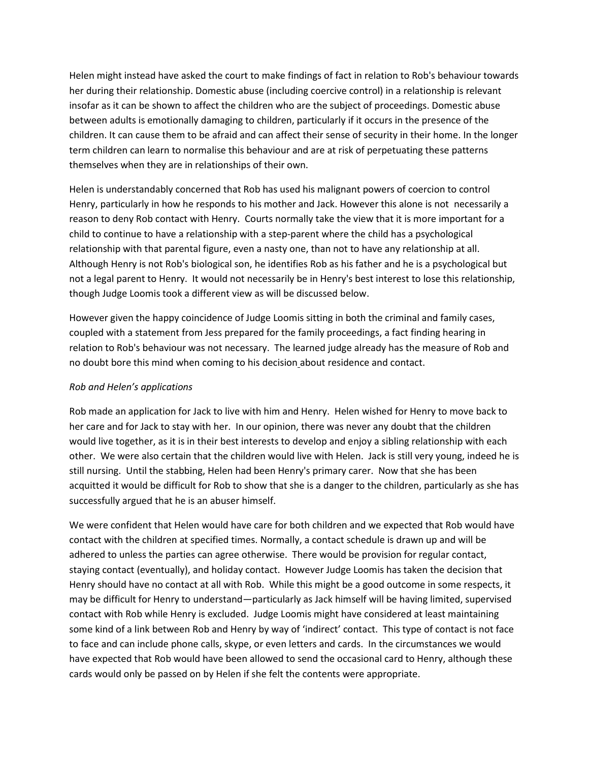Helen might instead have asked the court to make findings of fact in relation to Rob's behaviour towards her during their relationship. Domestic abuse (including coercive control) in a relationship is relevant insofar as it can be shown to affect the children who are the subject of proceedings. Domestic abuse between adults is emotionally damaging to children, particularly if it occurs in the presence of the children. It can cause them to be afraid and can affect their sense of security in their home. In the longer term children can learn to normalise this behaviour and are at risk of perpetuating these patterns themselves when they are in relationships of their own.

Helen is understandably concerned that Rob has used his malignant powers of coercion to control Henry, particularly in how he responds to his mother and Jack. However this alone is not necessarily a reason to deny Rob contact with Henry. Courts normally take the view that it is more important for a child to continue to have a relationship with a step-parent where the child has a psychological relationship with that parental figure, even a nasty one, than not to have any relationship at all. Although Henry is not Rob's biological son, he identifies Rob as his father and he is a psychological but not a legal parent to Henry. It would not necessarily be in Henry's best interest to lose this relationship, though Judge Loomis took a different view as will be discussed below.

However given the happy coincidence of Judge Loomis sitting in both the criminal and family cases, coupled with a statement from Jess prepared for the family proceedings, a fact finding hearing in relation to Rob's behaviour was not necessary. The learned judge already has the measure of Rob and no doubt bore this mind when coming to his decision about residence and contact.

*Rob and Helen's applications*

Rob made an application for Jack to live with him and Henry. Helen wished for Henry to move back to her care and for Jack to stay with her. In our opinion, there was never any doubt that the children would live together, as it is in their best interests to develop and enjoy a sibling relationship with each other. We were also certain that the children would live with Helen. Jack is still very young, indeed he is still nursing. Until the stabbing, Helen had been Henry's primary carer. Now that she has been acquitted it would be difficult for Rob to show that she is a danger to the children, particularly as she has successfully argued that he is an abuser himself.

We were confident that Helen would have care for both children and we expected that Rob would have contact with the children at specified times. Normally, a contact schedule is drawn up and will be adhered to unless the parties can agree otherwise. There would be provision for regular contact, staying contact (eventually), and holiday contact. However Judge Loomis has taken the decision that Henry should have no contact at all with Rob. While this might be a good outcome in some respects, it may be difficult for Henry to understand—particularly as Jack himself will be having limited, supervised contact with Rob while Henry is excluded. Judge Loomis might have considered at least maintaining some kind of a link between Rob and Henry by way of 'indirect' contact. This type of contact is not face to face and can include phone calls, skype, or even letters and cards. In the circumstances we would have expected that Rob would have been allowed to send the occasional card to Henry, although these cards would only be passed on by Helen if she felt the contents were appropriate.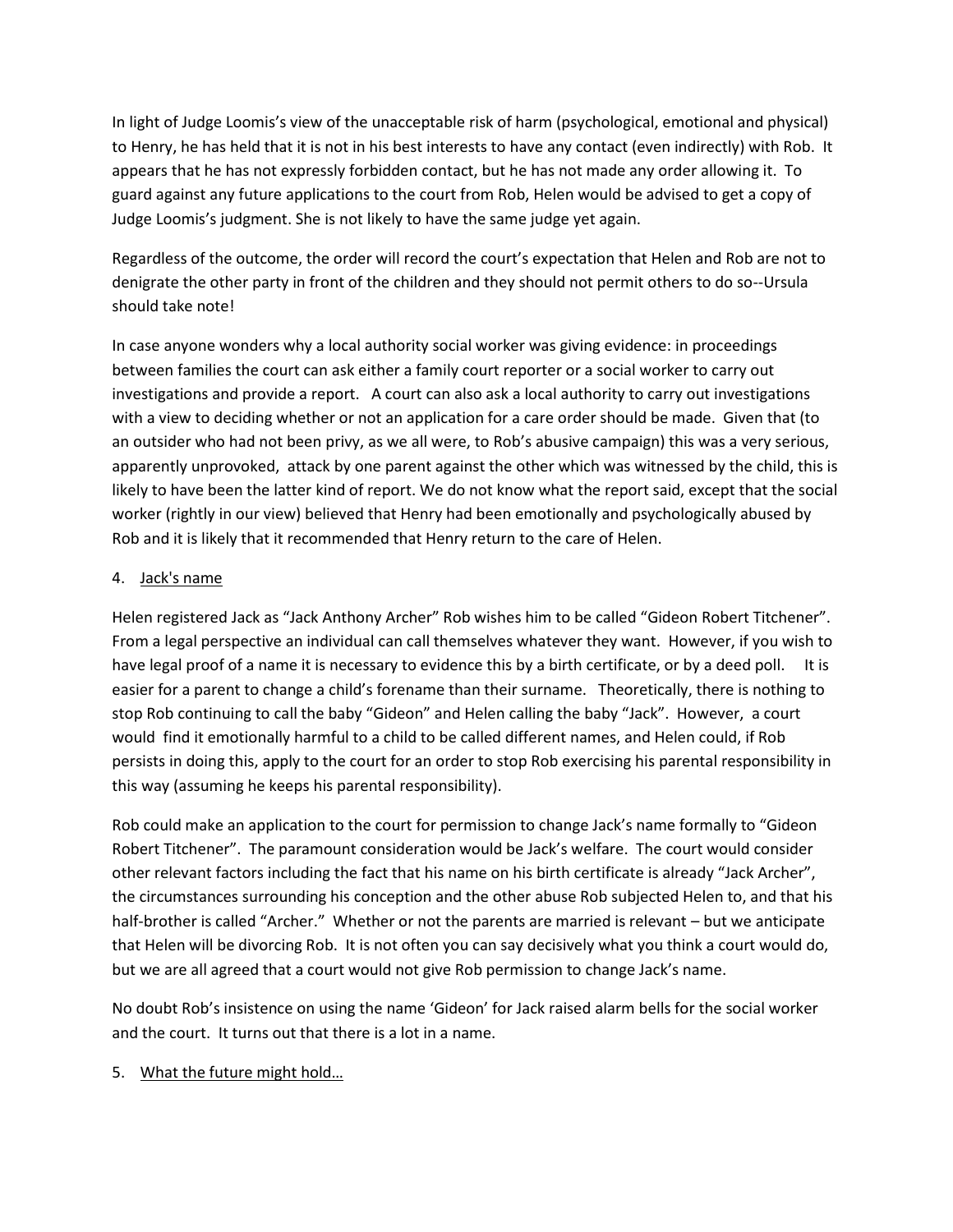In light of Judge Loomis's view of the unacceptable risk of harm (psychological, emotional and physical) to Henry, he has held that it is not in his best interests to have any contact (even indirectly) with Rob. It appears that he has not expressly forbidden contact, but he has not made any order allowing it. To guard against any future applications to the court from Rob, Helen would be advised to get a copy of Judge Loomis's judgment. She is not likely to have the same judge yet again.

Regardless of the outcome, the order will record the court's expectation that Helen and Rob are not to denigrate the other party in front of the children and they should not permit others to do so--Ursula should take note!

In case anyone wonders why a local authority social worker was giving evidence: in proceedings between families the court can ask either a family court reporter or a social worker to carry out investigations and provide a report. A court can also ask a local authority to carry out investigations with a view to deciding whether or not an application for a care order should be made. Given that (to an outsider who had not been privy, as we all were, to Rob's abusive campaign) this was a very serious, apparently unprovoked, attack by one parent against the other which was witnessed by the child, this is likely to have been the latter kind of report. We do not know what the report said, except that the social worker (rightly in our view) believed that Henry had been emotionally and psychologically abused by Rob and it is likely that it recommended that Henry return to the care of Helen.

4. <u>Jack's name</u>

Helen registered Jack as "Jack Anthony Archer" Rob wishes him to be called "Gideon Robert Titchener". From a legal perspective an individual can call themselves whatever they want. However, if you wish to have legal proof of a name it is necessary to evidence this by a birth certificate, or by a deed poll. It is easier for a parent to change a child's forename than their surname. Theoretically, there is nothing to stop Rob continuing to call the baby "Gideon" and Helen calling the baby "Jack". However, a court would find it emotionally harmful to a child to be called different names, and Helen could, if Rob persists in doing this, apply to the court for an order to stop Rob exercising his parental responsibility in this way (assuming he keeps his parental responsibility).

Rob could make an application to the court for permission to change Jack's name formally to "Gideon Robert Titchener". The paramount consideration would be Jack's welfare. The court would consider other relevant factors including the fact that his name on his birth certificate is already "Jack Archer", the circumstances surrounding his conception and the other abuse Rob subjected Helen to, and that his half-brother is called "Archer." Whether or not the parents are married is relevant – but we anticipate that Helen will be divorcing Rob. It is not often you can say decisively what you think a court would do, but we are all agreed that a court would not give Rob permission to change Jack's name.

No doubt Rob's insistence on using the name 'Gideon' for Jack raised alarm bells for the social worker and the court. It turns out that there is a lot in a name.

5. <u>What the future might hold…</u>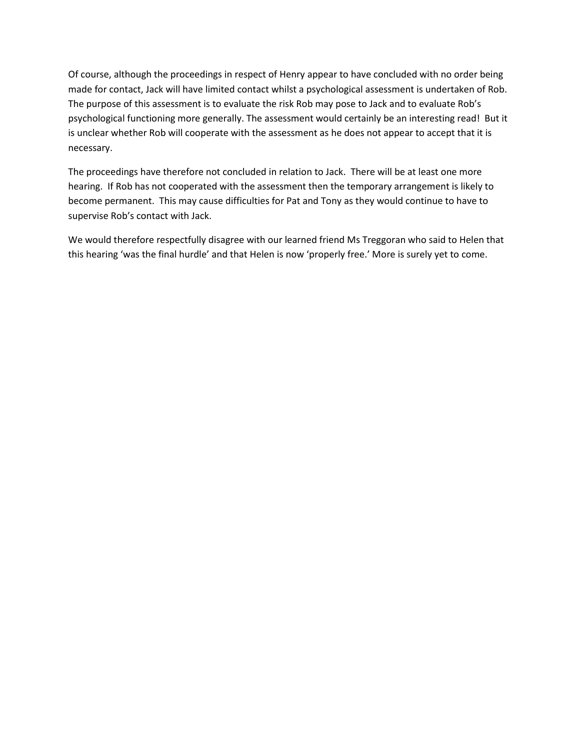Of course, although the proceedings in respect of Henry appear to have concluded with no order being made for contact, Jack will have limited contact whilst a psychological assessment is undertaken of Rob. The purpose of this assessment is to evaluate the risk Rob may pose to Jack and to evaluate Rob's psychological functioning more generally. The assessment would certainly be an interesting read! But it is unclear whether Rob will cooperate with the assessment as he does not appear to accept that it is necessary.

The proceedings have therefore not concluded in relation to Jack. There will be at least one more hearing. If Rob has not cooperated with the assessment then the temporary arrangement is likely to become permanent. This may cause difficulties for Pat and Tony as they would continue to have to supervise Rob's contact with Jack.

We would therefore respectfully disagree with our learned friend Ms Treggoran who said to Helen that this hearing 'was the final hurdle' and that Helen is now 'properly free.' More is surely yet to come.